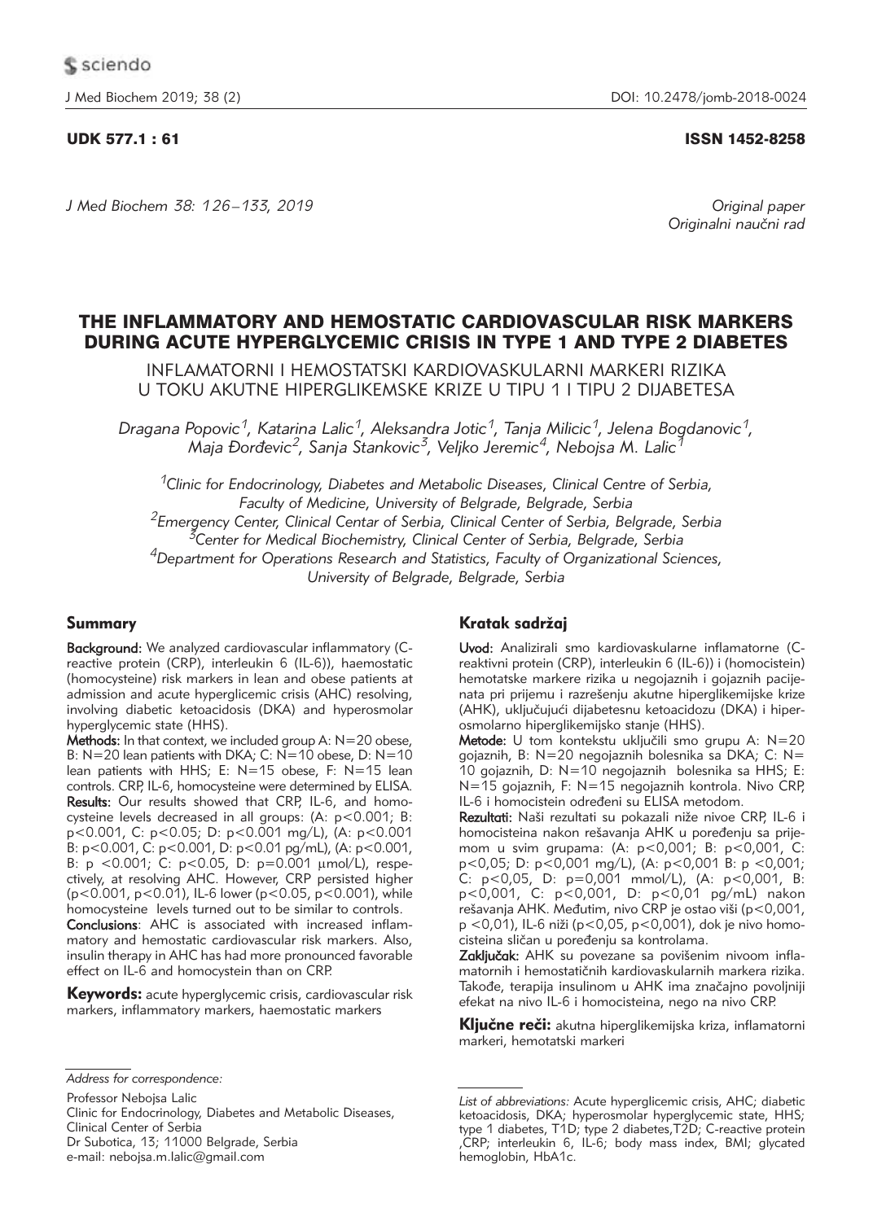UDK 577.1 : 61

ISSN 1452-8258

Original paper
Originalni naučni rad

# THE INFLAMMATORY AND HEMOSTATIC CARDIOVASCULAR RISK MARKERS DURING ACUTE HYPERGLYCEMIC CRISIS IN TYPE 1 AND TYPE 2 DIABETES

INFLAMATORNI I HEMOSTATSKI KARDIOVASKULARNI MARKERI RIZIKA U TOKU AKUTNE HIPERGLIKEMSKE KRIZE U TIPU 1 I TIPU 2 DIJABETESA

*Dragana Popovic[1], Katarina Lalic[1], Aleksandra Jotic[1], Tanja Milicic[1], Jelena Bogdanovic[1], Maja Đorđevic[2], Sanja Stankovic[3], Veljko Jeremic[4], Nebojsa M. Lalic[1]*

[1]Clinic for Endocrinology, Diabetes and Metabolic Diseases, Clinical Centre of Serbia, Faculty of Medicine, University of Belgrade, Belgrade, Serbia
[2]Emergency Center, Clinical Centar of Serbia, Clinical Center of Serbia, Belgrade, Serbia
[3]Center for Medical Biochemistry, Clinical Center of Serbia, Belgrade, Serbia
[4]Department for Operations Research and Statistics, Faculty of Organizational Sciences, University of Belgrade, Belgrade, Serbia

## Summary

**Background:** We analyzed cardiovascular inflammatory (C-reactive protein (CRP), interleukin 6 (IL-6)), haemostatic (homocysteine) risk markers in lean and obese patients at admission and acute hyperglicemic crisis (AHC) resolving, involving diabetic ketoacidosis (DKA) and hyperosmolar hyperglycemic state (HHS).

**Methods:** In that context, we included group A: N=20 obese, B: N=20 lean patients with DKA; C: N=10 obese, D: N=10 lean patients with HHS; E: N=15 obese, F: N=15 lean controls. CRP, IL-6, homocysteine were determined by ELISA.

**Results:** Our results showed that CRP, IL-6, and homocysteine levels decreased in all groups: (A: $p<0.001$; B: $p<0.001$, C: $p<0.05$; D: $p<0.001$ mg/L), (A: $p<0.001$ B: $p<0.001$, C: $p<0.001$, D: $p<0.01$ pg/mL), (A: $p<0.001$, B: $p<0.001$; C: $p<0.05$, D: $p=0.001$ μmol/L), respectively, at resolving AHC. However, CRP persisted higher ($p<0.001$, $p<0.01$), IL-6 lower ($p<0.05$, $p<0.001$), while homocysteine levels turned out to be similar to controls.

**Conclusions**: AHC is associated with increased inflammatory and hemostatic cardiovascular risk markers. Also, insulin therapy in AHC has had more pronounced favorable effect on IL-6 and homocystein than on CRP.

**Keywords:** acute hyperglycemic crisis, cardiovascular risk markers, inflammatory markers, haemostatic markers

## Kratak sadržaj

**Uvod:** Analizirali smo kardiovaskularne inflamatorne (C-reaktivni protein (CRP), interleukin 6 (IL-6)) i (homocistein) hemotatske markere rizika u negojaznih i gojaznih pacijenata pri prijemu i razrešenju akutne hiperglikemijske krize (AHK), uključujući dijabetesnu ketoacidozu (DKA) i hiperosmolarno hiperglikemijsko stanje (HHS).

**Metode:** U tom kontekstu uključili smo grupu A: N=20 gojaznih, B: N=20 negojaznih bolesnika sa DKA; C: N=10 gojaznih, D: N=10 negojaznih bolesnika sa HHS; E: N=15 gojaznih, F: N=15 negojaznih kontrola. Nivo CRP, IL-6 i homocistein određeni su ELISA metodom.

**Rezultati:** Naši rezultati su pokazali niže nivoe CRP, IL-6 i homocisteina nakon rešavanja AHK u poređenju sa prijemom u svim grupama: (A: $p<0,001$; B: $p<0,001$, C: $p<0,05$; D: $p<0,001$ mg/L), (A: $p<0,001$ B: $p<0,001$; C: $p<0,05$, D: $p=0,001$ mmol/L), (A: $p<0,001$, B: $p<0,001$, C: $p<0,001$, D: $p<0,01$ pg/mL) nakon rešavanja AHK. Međutim, nivo CRP je ostao viši ($p<0,001$, $p<0,01$), IL-6 niži ($p<0,05$, $p<0,001$), dok je nivo homocisteina sličan u poređenju sa kontrolama.

**Zaključak:** AHK su povezane sa povišenim nivoom inflamatornih i hemostatičnih kardiovaskularnih markera rizika. Takođe, terapija insulinom u AHK ima značajno povoljniji efekat na nivo IL-6 i homocisteina, nego na nivo CRP.

**Ključne reči:** akutna hiperglikemijska kriza, inflamatorni markeri, hemotatski markeri

*Address for correspondence:*

Professor Nebojsa Lalic
Clinic for Endocrinology, Diabetes and Metabolic Diseases,
Clinical Center of Serbia
Dr Subotica, 13; 11000 Belgrade, Serbia
e-mail: nebojsa.m.lalic@gmail.com

*List of abbreviations:* Acute hyperglycemic crisis, AHC; diabetic ketoacidosis, DKA; hyperosmolar hyperglycemic state, HHS; type 1 diabetes, T1D; type 2 diabetes,T2D; C-reactive protein ,CRP; interleukin 6, IL-6; body mass index, BMI; glycated hemoglobin, HbA1c.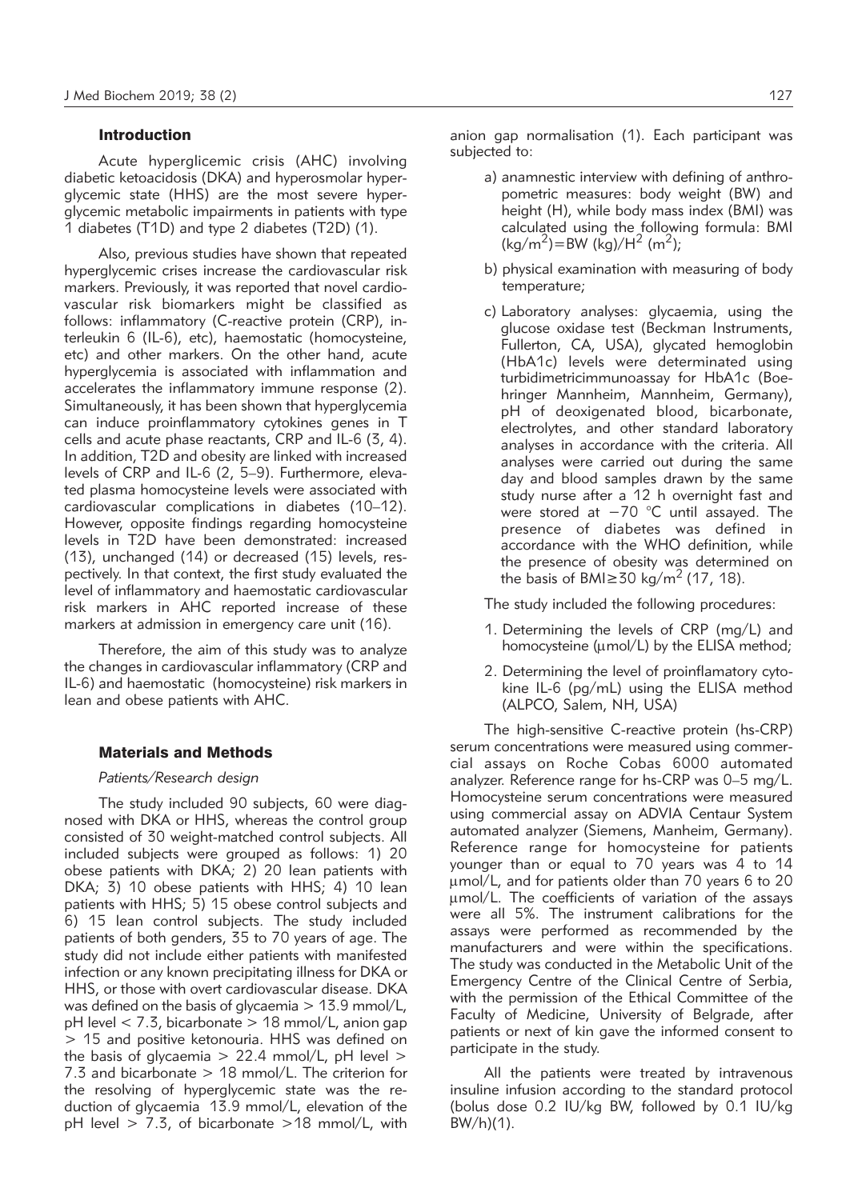## Introduction

Acute hyperglicemic crisis (AHC) involving diabetic ketoacidosis (DKA) and hyperosmolar hyperglycemic state (HHS) are the most severe hyperglycemic metabolic impairments in patients with type 1 diabetes (T1D) and type 2 diabetes (T2D) (1).

Also, previous studies have shown that repeated hyperglycemic crises increase the cardiovascular risk markers. Previously, it was reported that novel cardiovascular risk biomarkers might be classified as follows: inflammatory (C-reactive protein (CRP), interleukin 6 (IL-6), etc), haemostatic (homocysteine, etc) and other markers. On the other hand, acute hyperglycemia is associated with inflammation and accelerates the inflammatory immune response (2). Simultaneously, it has been shown that hyperglycemia can induce proinflammatory cytokines genes in T cells and acute phase reactants, CRP and IL-6 (3, 4). In addition, T2D and obesity are linked with increased levels of CRP and IL-6 (2, 5–9). Furthermore, elevated plasma homocysteine levels were associated with cardiovascular complications in diabetes (10–12). However, opposite findings regarding homocysteine levels in T2D have been demonstrated: increased (13), unchanged (14) or decreased (15) levels, respectively. In that context, the first study evaluated the level of inflammatory and haemostatic cardiovascular risk markers in AHC reported increase of these markers at admission in emergency care unit (16).

Therefore, the aim of this study was to analyze the changes in cardiovascular inflammatory (CRP and IL-6) and haemostatic (homocysteine) risk markers in lean and obese patients with AHC.

## Materials and Methods

### *Patients/Research design*

The study included 90 subjects, 60 were diagnosed with DKA or HHS, whereas the control group consisted of 30 weight-matched control subjects. All included subjects were grouped as follows: 1) 20 obese patients with DKA; 2) 20 lean patients with DKA; 3) 10 obese patients with HHS; 4) 10 lean patients with HHS; 5) 15 obese control subjects and 6) 15 lean control subjects. The study included patients of both genders, 35 to 70 years of age. The study did not include either patients with manifested infection or any known precipitating illness for DKA or HHS, or those with overt cardiovascular disease. DKA was defined on the basis of glycaemia > 13.9 mmol/L, pH level < 7.3, bicarbonate > 18 mmol/L, anion gap > 15 and positive ketonouria. HHS was defined on the basis of glycaemia > 22.4 mmol/L, pH level > 7.3 and bicarbonate > 18 mmol/L. The criterion for the resolving of hyperglycemic state was the reduction of glycaemia 13.9 mmol/L, elevation of the pH level > 7.3, of bicarbonate >18 mmol/L, with anion gap normalisation (1). Each participant was subjected to:

a) anamnestic interview with defining of anthropometric measures: body weight (BW) and height (H), while body mass index (BMI) was calculated using the following formula: BMI $(kg/m^2)$=BW (kg)/$H^2$ $(m^2)$;

b) physical examination with measuring of body temperature;

c) Laboratory analyses: glycaemia, using the glucose oxidase test (Beckman Instruments, Fullerton, CA, USA), glycated hemoglobin (HbA1c) levels were determinated using turbidimetricimmunoassay for HbA1c (Boehringer Mannheim, Mannheim, Germany), pH of deoxigenated blood, bicarbonate, electrolytes, and other standard laboratory analyses in accordance with the criteria. All analyses were carried out during the same day and blood samples drawn by the same study nurse after a 12 h overnight fast and were stored at −70 °C until assayed. The presence of diabetes was defined in accordance with the WHO definition, while the presence of obesity was determined on the basis of BMI≥30 $kg/m^2$ (17, 18).

The study included the following procedures:

1. Determining the levels of CRP (mg/L) and homocysteine (μmol/L) by the ELISA method;
2. Determining the level of proinflamatory cytokine IL-6 (pg/mL) using the ELISA method (ALPCO, Salem, NH, USA)

The high-sensitive C-reactive protein (hs-CRP) serum concentrations were measured using commercial assays on Roche Cobas 6000 automated analyzer. Reference range for hs-CRP was 0–5 mg/L. Homocysteine serum concentrations were measured using commercial assay on ADVIA Centaur System automated analyzer (Siemens, Manheim, Germany). Reference range for homocysteine for patients younger than or equal to 70 years was 4 to 14 μmol/L, and for patients older than 70 years 6 to 20 μmol/L. The coefficients of variation of the assays were all 5%. The instrument calibrations for the assays were performed as recommended by the manufacturers and were within the specifications. The study was conducted in the Metabolic Unit of the Emergency Centre of the Clinical Centre of Serbia, with the permission of the Ethical Committee of the Faculty of Medicine, University of Belgrade, after patients or next of kin gave the informed consent to participate in the study.

All the patients were treated by intravenous insuline infusion according to the standard protocol (bolus dose 0.2 IU/kg BW, followed by 0.1 IU/kg BW/h)(1).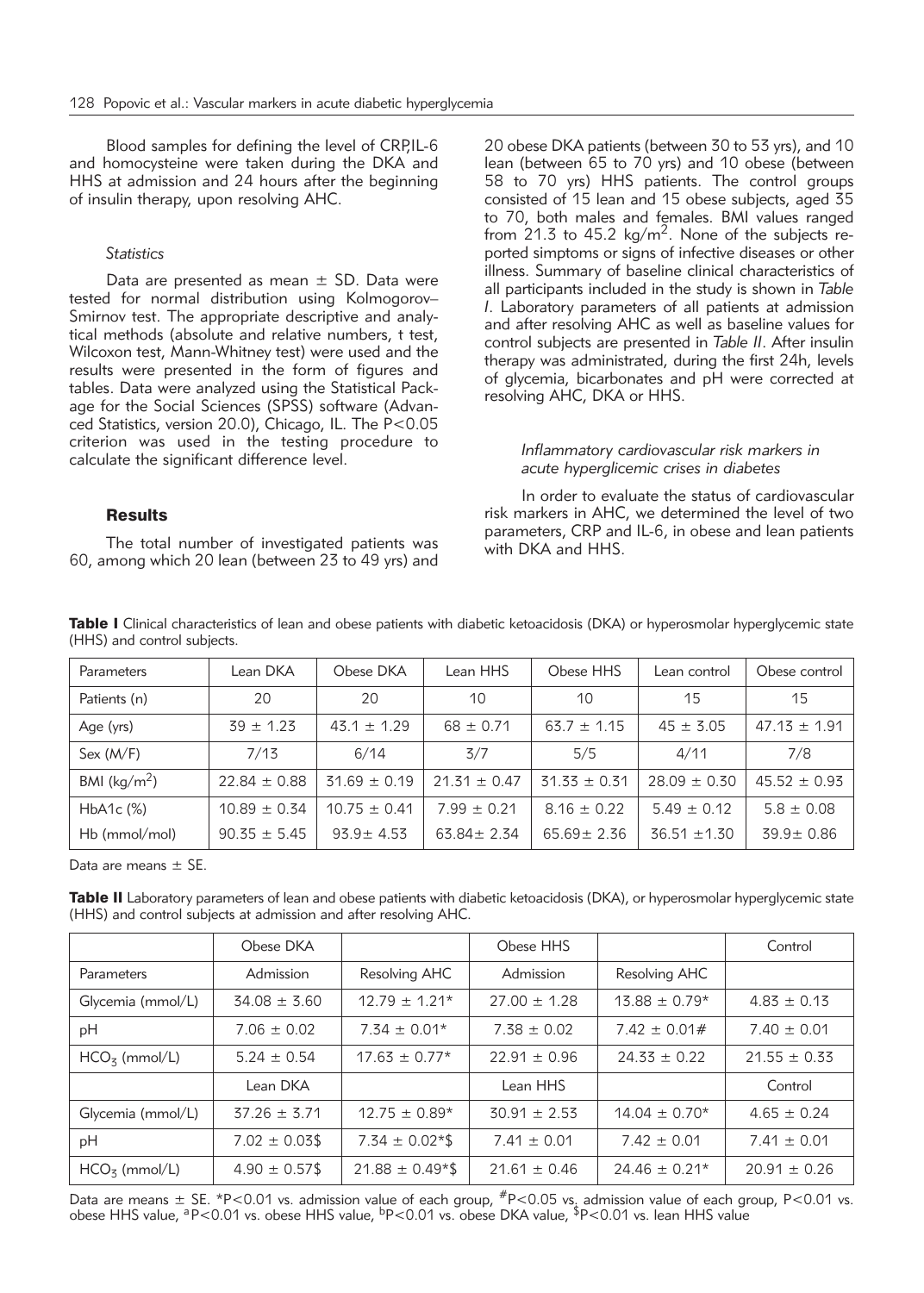Blood samples for defining the level of CRP,IL-6 and homocysteine were taken during the DKA and HHS at admission and 24 hours after the beginning of insulin therapy, upon resolving AHC.

### *Statistics*

Data are presented as mean ± SD. Data were tested for normal distribution using Kolmogorov–Smirnov test. The appropriate descriptive and analytical methods (absolute and relative numbers, t test, Wilcoxon test, Mann-Whitney test) were used and the results were presented in the form of figures and tables. Data were analyzed using the Statistical Package for the Social Sciences (SPSS) software (Advanced Statistics, version 20.0), Chicago, IL. The $P<0.05$ criterion was used in the testing procedure to calculate the significant difference level.

## Results

The total number of investigated patients was 60, among which 20 lean (between 23 to 49 yrs) and 20 obese DKA patients (between 30 to 53 yrs), and 10 lean (between 65 to 70 yrs) and 10 obese (between 58 to 70 yrs) HHS patients. The control groups consisted of 15 lean and 15 obese subjects, aged 35 to 70, both males and females. BMI values ranged from 21.3 to 45.2 $kg/m^2$. None of the subjects reported simptoms or signs of infective diseases or other illness. Summary of baseline clinical characteristics of all participants included in the study is shown in *Table I*. Laboratory parameters of all patients at admission and after resolving AHC as well as baseline values for control subjects are presented in *Table II*. After insulin therapy was administrated, during the first 24h, levels of glycemia, bicarbonates and pH were corrected at resolving AHC, DKA or HHS.

### *Inflammatory cardiovascular risk markers in acute hyperglicemic crises in diabetes*

In order to evaluate the status of cardiovascular risk markers in AHC, we determined the level of two parameters, CRP and IL-6, in obese and lean patients with DKA and HHS.

**Table I** Clinical characteristics of lean and obese patients with diabetic ketoacidosis (DKA) or hyperosmolar hyperglycemic state (HHS) and control subjects.

| Parameters | Lean DKA | Obese DKA | Lean HHS | Obese HHS | Lean control | Obese control |
|---|---|---|---|---|---|---|
| Patients (n) | 20 | 20 | 10 | 10 | 15 | 15 |
| Age (yrs) | 39 ± 1.23 | 43.1 ± 1.29 | 68 ± 0.71 | 63.7 ± 1.15 | 45 ± 3.05 | 47.13 ± 1.91 |
| Sex (M/F) | 7/13 | 6/14 | 3/7 | 5/5 | 4/11 | 7/8 |
| BMI ($kg/m^2$) | 22.84 ± 0.88 | 31.69 ± 0.19 | 21.31 ± 0.47 | 31.33 ± 0.31 | 28.09 ± 0.30 | 45.52 ± 0.93 |
| HbA1c (%) | 10.89 ± 0.34 | 10.75 ± 0.41 | 7.99 ± 0.21 | 8.16 ± 0.22 | 5.49 ± 0.12 | 5.8 ± 0.08 |
| Hb (mmol/mol) | 90.35 ± 5.45 | 93.9± 4.53 | 63.84± 2.34 | 65.69± 2.36 | 36.51 ±1.30 | 39.9± 0.86 |

Data are means ± SE.

**Table II** Laboratory parameters of lean and obese patients with diabetic ketoacidosis (DKA), or hyperosmolar hyperglycemic state (HHS) and control subjects at admission and after resolving AHC.

| | Obese DKA | | Obese HHS | | Control |
|---|---|---|---|---|---|
| Parameters | Admission | Resolving AHC | Admission | Resolving AHC | |
| Glycemia (mmol/L) | 34.08 ± 3.60 | 12.79 ± 1.21* | 27.00 ± 1.28 | 13.88 ± 0.79* | 4.83 ± 0.13 |
| pH | 7.06 ± 0.02 | 7.34 ± 0.01* | 7.38 ± 0.02 | 7.42 ± 0.01# | 7.40 ± 0.01 |
| $HCO_3$ (mmol/L) | 5.24 ± 0.54 | 17.63 ± 0.77* | 22.91 ± 0.96 | 24.33 ± 0.22 | 21.55 ± 0.33 |
| | Lean DKA | | Lean HHS | | Control |
| Glycemia (mmol/L) | 37.26 ± 3.71 | 12.75 ± 0.89* | 30.91 ± 2.53 | 14.04 ± 0.70* | 4.65 ± 0.24 |
| pH | 7.02 ± 0.03$ | 7.34 ± 0.02*$ | 7.41 ± 0.01 | 7.42 ± 0.01 | 7.41 ± 0.01 |
| $HCO_3$ (mmol/L) | 4.90 ± 0.57$ | 21.88 ± 0.49*$ | 21.61 ± 0.46 | 24.46 ± 0.21* | 20.91 ± 0.26 |

Data are means ± SE. *$P<0.01$ vs. admission value of each group, #$P<0.05$ vs. admission value of each group, $P<0.01$ vs. obese HHS value, [a]$P<0.01$ vs. obese HHS value, [b]$P<0.01$ vs. obese DKA value, $$P<0.01$ vs. lean HHS value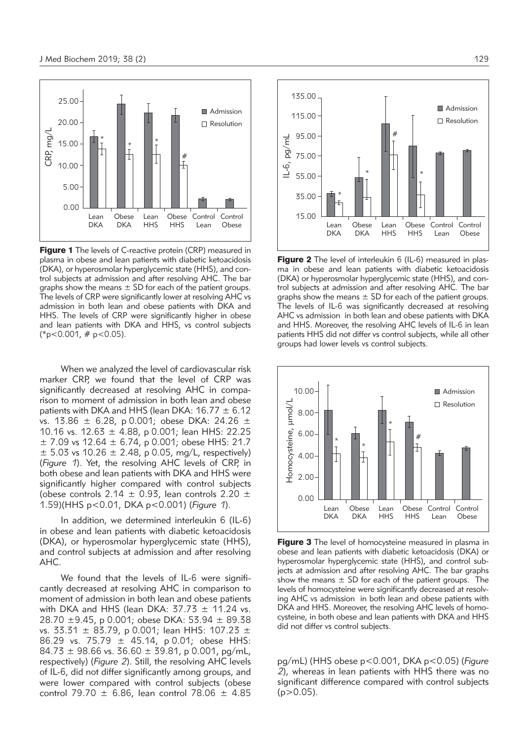**Figure 1** The levels of C-reactive protein (CRP) measured in plasma in obese and lean patients with diabetic ketoacidosis (DKA), or hyperosmolar hyperglycemic state (HHS), and control subjects at admission and after resolving AHC. The bar graphs show the means ± SD for each of the patient groups. The levels of CRP were significantly lower at resolving AHC vs admission in both lean and obese patients with DKA and HHS. The levels of CRP were significantly higher in obese and lean patients with DKA and HHS, vs control subjects (*p<0.001, # p<0.05).

When we analyzed the level of cardiovascular risk marker CRP, we found that the level of CRP was significantly decreased at resolving AHC in comparison to moment of admission in both lean and obese patients with DKA and HHS (lean DKA: 16.77 ± 6.12 vs. 13.86 ± 6.28, p 0.001; obese DKA: 24.26 ± 10.16 vs. 12.63 ± 4.88, p 0.001; lean HHS: 22.25 ± 7.09 vs 12.64 ± 6.74, p 0.001; obese HHS: 21.7 ± 5.03 vs 10.26 ± 2.48, p 0.05, mg/L, respectively) (*Figure 1*). Yet, the resolving AHC levels of CRP, in both obese and lean patients with DKA and HHS were significantly higher compared with control subjects (obese controls 2.14 ± 0.93, lean controls 2.20 ± 1.59)(HHS p<0.01, DKA p<0.001) (*Figure 1*).

In addition, we determined interleukin 6 (IL-6) in obese and lean patients with diabetic ketoacidosis (DKA), or hyperosmolar hyperglycemic state (HHS), and control subjects at admission and after resolving AHC.

We found that the levels of IL-6 were significantly decreased at resolving AHC in comparison to moment of admission in both lean and obese patients with DKA and HHS (lean DKA: 37.73 ± 11.24 vs. 28.70 ±9.45, p 0.001; obese DKA: 53.94 ± 89.38 vs. 33.31 ± 83.79, p 0.001; lean HHS: 107.23 ± 86.29 vs. 75.79 ± 45.14, p 0.01; obese HHS: 84.73 ± 98.66 vs. 36.60 ± 39.81, p 0.001, pg/mL, respectively) (*Figure 2*). Still, the resolving AHC levels of IL-6, did not differ significantly among groups, and were lower compared with control subjects (obese control 79.70 ± 6.86, lean control 78.06 ± 4.85 pg/mL) (HHS obese p<0.001, DKA p<0.05) (*Figure 2*), whereas in lean patients with HHS there was no significant difference compared with control subjects (p>0.05).

**Figure 2** The level of interleukin 6 (IL-6) measured in plasma in obese and lean patients with diabetic ketoacidosis (DKA) or hyperosmolar hyperglycemic state (HHS), and control subjects at admission and after resolving AHC. The bar graphs show the means ± SD for each of the patient groups. The levels of IL-6 was significantly decreased at resolving AHC vs admission in both lean and obese patients with DKA and HHS. Moreover, the resolving AHC levels of IL-6 in lean patients HHS did not differ vs control subjects, while all other groups had lower levels vs control subjects.

**Figure 3** The level of homocysteine measured in plasma in obese and lean patients with diabetic ketoacidosis (DKA) or hyperosmolar hyperglycemic state (HHS), and control subjects at admission and after resolving AHC. The bar graphs show the means ± SD for each of the patient groups. The levels of homocysteine were significantly decreased at resolving AHC vs admission in both lean and obese patients with DKA and HHS. Moreover, the resolving AHC levels of homocysteine, in both obese and lean patients with DKA and HHS did not differ vs control subjects.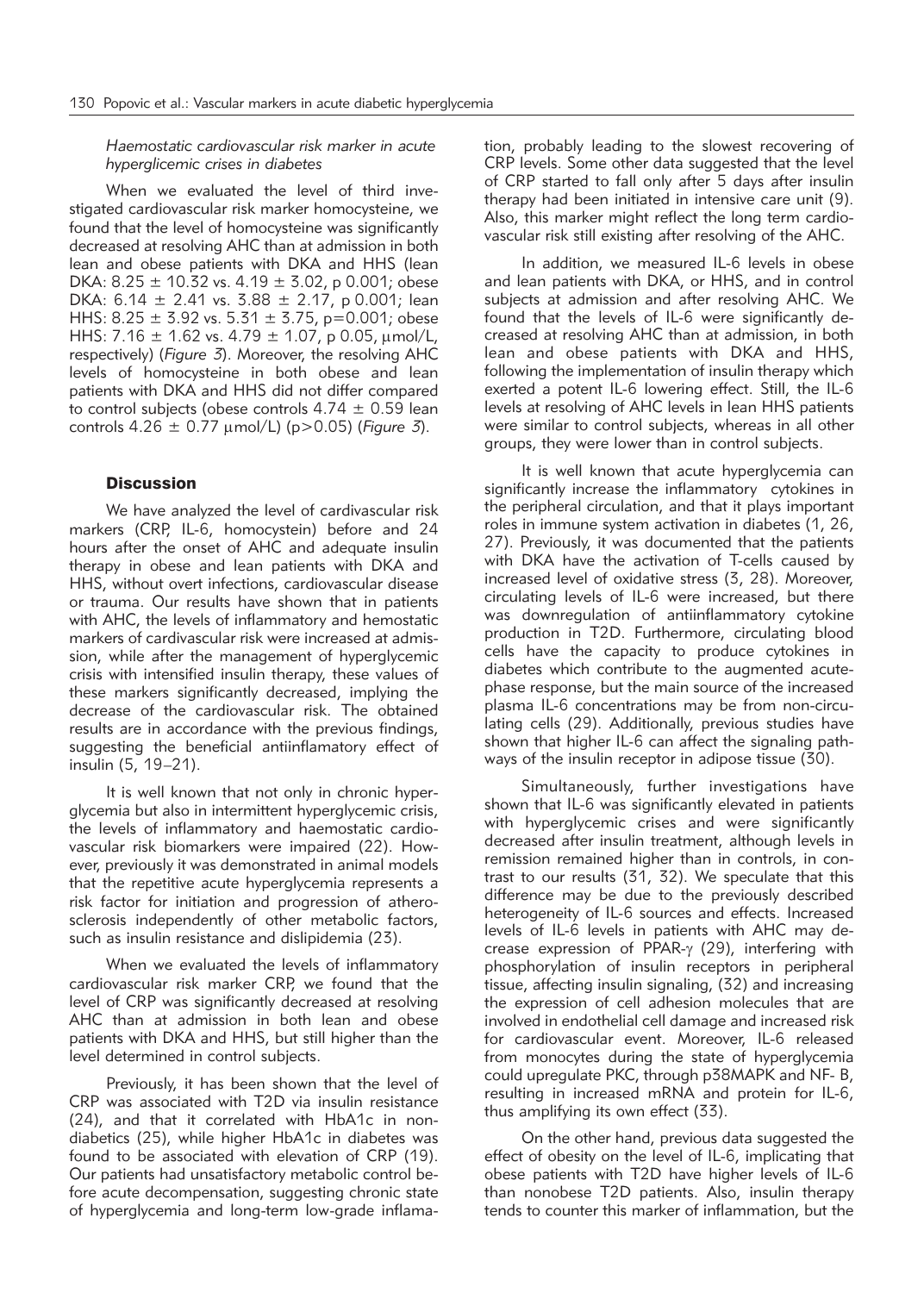*Haemostatic cardiovascular risk marker in acute hyperglicemic crises in diabetes*

When we evaluated the level of third investigated cardiovascular risk marker homocysteine, we found that the level of homocysteine was significantly decreased at resolving AHC than at admission in both lean and obese patients with DKA and HHS (lean DKA: 8.25 ± 10.32 vs. 4.19 ± 3.02, p 0.001; obese DKA: 6.14 ± 2.41 vs. 3.88 ± 2.17, p 0.001; lean HHS: 8.25 ± 3.92 vs. 5.31 ± 3.75, p=0.001; obese HHS: 7.16 ± 1.62 vs. 4.79 ± 1.07, p 0.05, μmol/L, respectively) (*Figure 3*). Moreover, the resolving AHC levels of homocysteine in both obese and lean patients with DKA and HHS did not differ compared to control subjects (obese controls 4.74 ± 0.59 lean controls 4.26 ± 0.77 μmol/L) (p>0.05) (*Figure 3*).

## Discussion

We have analyzed the level of cardivascular risk markers (CRP, IL-6, homocystein) before and 24 hours after the onset of AHC and adequate insulin therapy in obese and lean patients with DKA and HHS, without overt infections, cardiovascular disease or trauma. Our results have shown that in patients with AHC, the levels of inflammatory and hemostatic markers of cardivascular risk were increased at admission, while after the management of hyperglycemic crisis with intensified insulin therapy, these values of these markers significantly decreased, implying the decrease of the cardiovascular risk. The obtained results are in accordance with the previous findings, suggesting the beneficial antiinflamatory effect of insulin (5, 19–21).

It is well known that not only in chronic hyperglycemia but also in intermittent hyperglycemic crisis, the levels of inflammatory and haemostatic cardiovascular risk biomarkers were impaired (22). However, previously it was demonstrated in animal models that the repetitive acute hyperglycemia represents a risk factor for initiation and progression of atherosclerosis independently of other metabolic factors, such as insulin resistance and dislipidemia (23).

When we evaluated the levels of inflammatory cardiovascular risk marker CRP, we found that the level of CRP was significantly decreased at resolving AHC than at admission in both lean and obese patients with DKA and HHS, but still higher than the level determined in control subjects.

Previously, it has been shown that the level of CRP was associated with T2D via insulin resistance (24), and that it correlated with HbA1c in nondiabetics (25), while higher HbA1c in diabetes was found to be associated with elevation of CRP (19). Our patients had unsatisfactory metabolic control before acute decompensation, suggesting chronic state of hyperglycemia and long-term low-grade inflamation, probably leading to the slowest recovering of CRP levels. Some other data suggested that the level of CRP started to fall only after 5 days after insulin therapy had been initiated in intensive care unit (9). Also, this marker might reflect the long term cardiovascular risk still existing after resolving of the AHC.

In addition, we measured IL-6 levels in obese and lean patients with DKA, or HHS, and in control subjects at admission and after resolving AHC. We found that the levels of IL-6 were significantly decreased at resolving AHC than at admission, in both lean and obese patients with DKA and HHS, following the implementation of insulin therapy which exerted a potent IL-6 lowering effect. Still, the IL-6 levels at resolving of AHC levels in lean HHS patients were similar to control subjects, whereas in all other groups, they were lower than in control subjects.

It is well known that acute hyperglycemia can significantly increase the inflammatory cytokines in the peripheral circulation, and that it plays important roles in immune system activation in diabetes (1, 26, 27). Previously, it was documented that the patients with DKA have the activation of T-cells caused by increased level of oxidative stress (3, 28). Moreover, circulating levels of IL-6 were increased, but there was downregulation of antiinflammatory cytokine production in T2D. Furthermore, circulating blood cells have the capacity to produce cytokines in diabetes which contribute to the augmented acute-phase response, but the main source of the increased plasma IL-6 concentrations may be from non-circulating cells (29). Additionally, previous studies have shown that higher IL-6 can affect the signaling pathways of the insulin receptor in adipose tissue (30).

Simultaneously, further investigations have shown that IL-6 was significantly elevated in patients with hyperglycemic crises and were significantly decreased after insulin treatment, although levels in remission remained higher than in controls, in contrast to our results (31, 32). We speculate that this difference may be due to the previously described heterogeneity of IL-6 sources and effects. Increased levels of IL-6 levels in patients with AHC may decrease expression of PPAR-γ (29), interfering with phosphorylation of insulin receptors in peripheral tissue, affecting insulin signaling, (32) and increasing the expression of cell adhesion molecules that are involved in endothelial cell damage and increased risk for cardiovascular event. Moreover, IL-6 released from monocytes during the state of hyperglycemia could upregulate PKC, through p38MAPK and NF- B, resulting in increased mRNA and protein for IL-6, thus amplifying its own effect (33).

On the other hand, previous data suggested the effect of obesity on the level of IL-6, implicating that obese patients with T2D have higher levels of IL-6 than nonobese T2D patients. Also, insulin therapy tends to counter this marker of inflammation, but the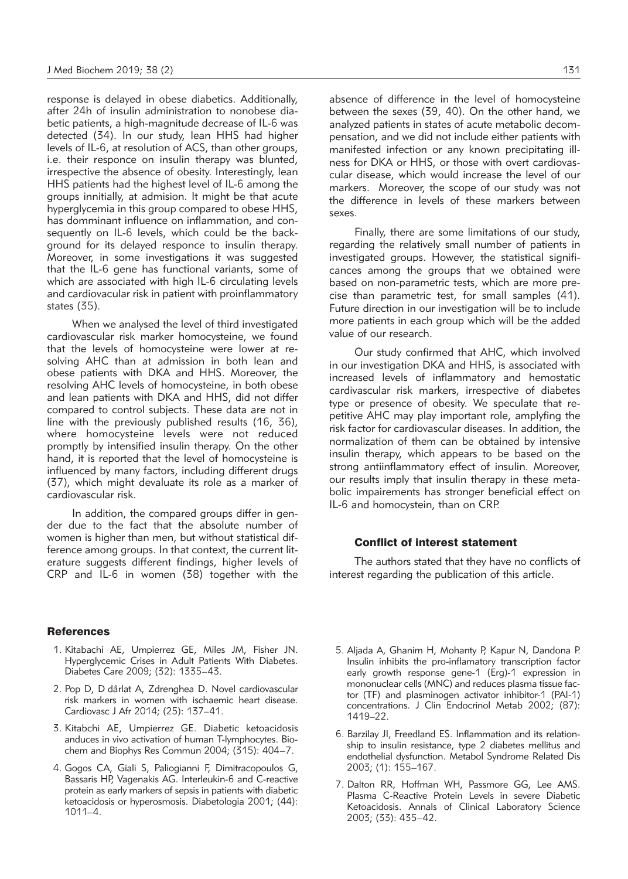response is delayed in obese diabetics. Additionally, after 24h of insulin administration to nonobese diabetic patients, a high-magnitude decrease of IL-6 was detected (34). In our study, lean HHS had higher levels of IL-6, at resolution of ACS, than other groups, i.e. their responce on insulin therapy was blunted, irrespective the absence of obesity. Interestingly, lean HHS patients had the highest level of IL-6 among the groups innitially, at admision. It might be that acute hyperglycemia in this group compared to obese HHS, has domminant influence on inflammation, and consequently on IL-6 levels, which could be the background for its delayed responce to insulin therapy. Moreover, in some investigations it was suggested that the IL-6 gene has functional variants, some of which are associated with high IL-6 circulating levels and cardiovascular risk in patient with proinflammatory states (35).

When we analysed the level of third investigated cardiovascular risk marker homocysteine, we found that the levels of homocysteine were lower at resolving AHC than at admission in both lean and obese patients with DKA and HHS. Moreover, the resolving AHC levels of homocysteine, in both obese and lean patients with DKA and HHS, did not differ compared to control subjects. These data are not in line with the previously published results (16, 36), where homocysteine levels were not reduced promptly by intensified insulin therapy. On the other hand, it is reported that the level of homocysteine is influenced by many factors, including different drugs (37), which might devaluate its role as a marker of cardiovascular risk.

In addition, the compared groups differ in gender due to the fact that the absolute number of women is higher than men, but without statistical difference among groups. In that context, the current literature suggests different findings, higher levels of CRP and IL-6 in women (38) together with the absence of difference in the level of homocysteine between the sexes (39, 40). On the other hand, we analyzed patients in states of acute metabolic decompensation, and we did not include either patients with manifested infection or any known precipitating illness for DKA or HHS, or those with overt cardiovascular disease, which would increase the level of our markers. Moreover, the scope of our study was not the difference in levels of these markers between sexes.

Finally, there are some limitations of our study, regarding the relatively small number of patients in investigated groups. However, the statistical significances among the groups that we obtained were based on non-parametric tests, which are more precise than parametric test, for small samples (41). Future direction in our investigation will be to include more patients in each group which will be the added value of our research.

Our study confirmed that AHC, which involved in our investigation DKA and HHS, is associated with increased levels of inflammatory and hemostatic cardivascular risk markers, irrespective of diabetes type or presence of obesity. We speculate that repetitive AHC may play important role, amplyfing the risk factor for cardiovascular diseases. In addition, the normalization of them can be obtained by intensive insulin therapy, which appears to be based on the strong antiinflammatory effect of insulin. Moreover, our results imply that insulin therapy in these metabolic impairements has stronger beneficial effect on IL-6 and homocystein, than on CRP.

## Conflict of interest statement

The authors stated that they have no conflicts of interest regarding the publication of this article.

## References

1. Kitabachi AE, Umpierrez GE, Miles JM, Fisher JN. Hyperglycemic Crises in Adult Patients With Diabetes. Diabetes Care 2009; (32): 1335–43.
2. Pop D, D dârlat A, Zdrenghea D. Novel cardiovascular risk markers in women with ischaemic heart disease. Cardiovasc J Afr 2014; (25): 137–41.
3. Kitabchi AE, Umpierrez GE. Diabetic ketoacidosis anduces in vivo activation of human T-lymphocytes. Biochem and Biophys Res Commun 2004; (315): 404–7.
4. Gogos CA, Giali S, Paliogianni F, Dimitracopoulos G, Bassaris HP, Vagenakis AG. Interleukin-6 and C-reactive protein as early markers of sepsis in patients with diabetic ketoacidosis or hyperosmosis. Diabetologia 2001; (44): 1011–4.
5. Aljada A, Ghanim H, Mohanty P, Kapur N, Dandona P. Insulin inhibits the pro-inflamatory transcription factor early growth response gene-1 (Erg)-1 expression in mononuclear cells (MNC) and reduces plasma tissue factor (TF) and plasminogen activator inhibitor-1 (PAI-1) concentrations. J Clin Endocrinol Metab 2002; (87): 1419–22.
6. Barzilay JI, Freedland ES. Inflammation and its relationship to insulin resistance, type 2 diabetes mellitus and endothelial dysfunction. Metabol Syndrome Related Dis 2003; (1): 155–167.
7. Dalton RR, Hoffman WH, Passmore GG, Lee AMS. Plasma C-Reactive Protein Levels in severe Diabetic Ketoacidosis. Annals of Clinical Laboratory Science 2003; (33): 435–42.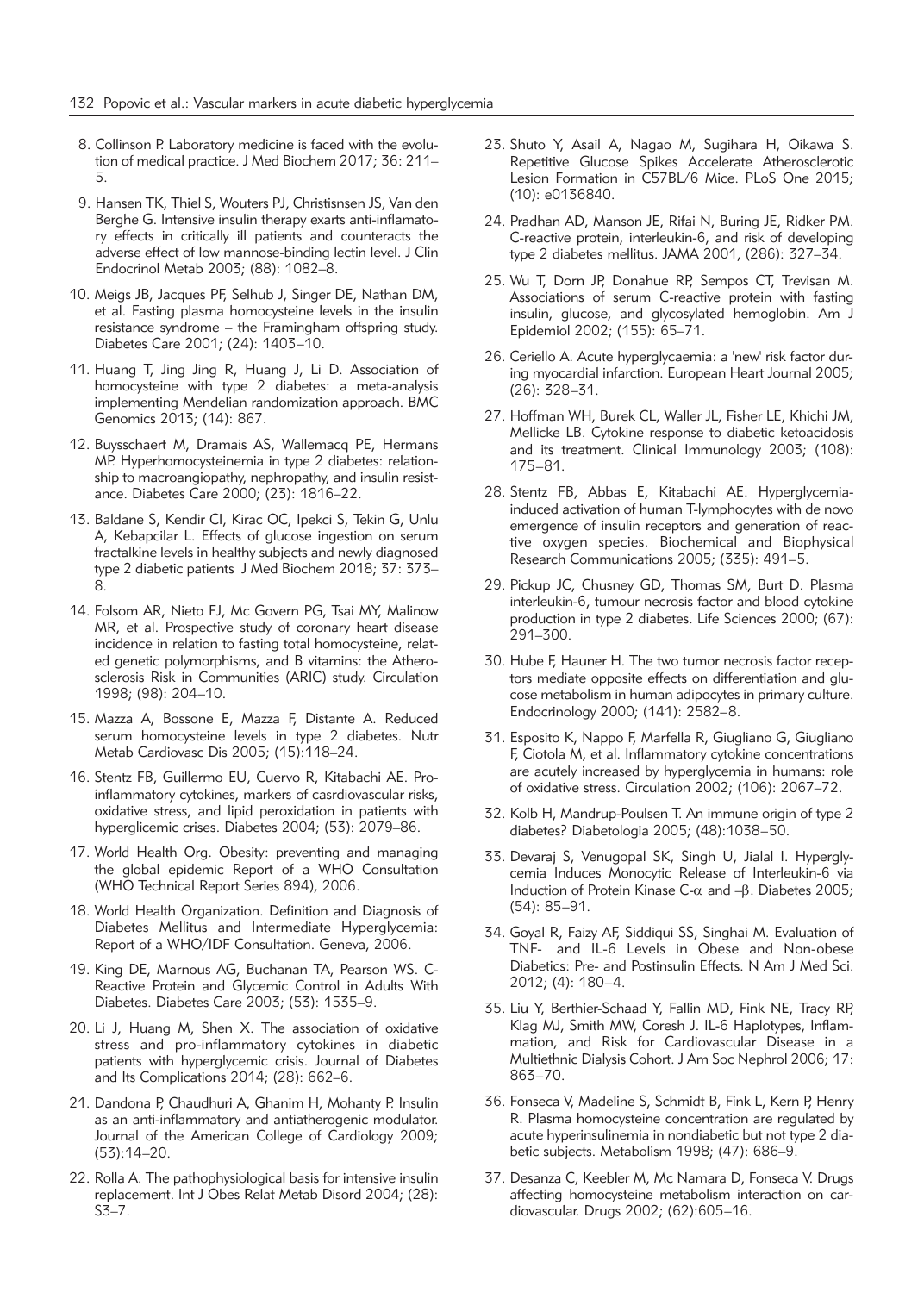8. Collinson P. Laboratory medicine is faced with the evolution of medical practice. J Med Biochem 2017; 36: 211–5.
9. Hansen TK, Thiel S, Wouters PJ, Christisnsen JS, Van den Berghe G. Intensive insulin therapy exarts anti-inflamatory effects in critically ill patients and counteracts the adverse effect of low mannose-binding lectin level. J Clin Endocrinol Metab 2003; (88): 1082–8.
10. Meigs JB, Jacques PF, Selhub J, Singer DE, Nathan DM, et al. Fasting plasma homocysteine levels in the insulin resistance syndrome – the Framingham offspring study. Diabetes Care 2001; (24): 1403–10.
11. Huang T, Jing Jing R, Huang J, Li D. Association of homocysteine with type 2 diabetes: a meta-analysis implementing Mendelian randomization approach. BMC Genomics 2013; (14): 867.
12. Buysschaert M, Dramais AS, Wallemacq PE, Hermans MP. Hyperhomocysteinemia in type 2 diabetes: relationship to macroangiopathy, nephropathy, and insulin resistance. Diabetes Care 2000; (23): 1816–22.
13. Baldane S, Kendir CI, Kirac OC, Ipekci S, Tekin G, Unlu A, Kebapcilar L. Effects of glucose ingestion on serum fractalkine levels in healthy subjects and newly diagnosed type 2 diabetic patients J Med Biochem 2018; 37: 373–8.
14. Folsom AR, Nieto FJ, Mc Govern PG, Tsai MY, Malinow MR, et al. Prospective study of coronary heart disease incidence in relation to fasting total homocysteine, related genetic polymorphisms, and B vitamins: the Atherosclerosis Risk in Communities (ARIC) study. Circulation 1998; (98): 204–10.
15. Mazza A, Bossone E, Mazza F, Distante A. Reduced serum homocysteine levels in type 2 diabetes. Nutr Metab Cardiovasc Dis 2005; (15):118–24.
16. Stentz FB, Guillermo EU, Cuervo R, Kitabachi AE. Proinflammatory cytokines, markers of casrdiovascular risks, oxidative stress, and lipid peroxidation in patients with hyperglicemic crises. Diabetes 2004; (53): 2079–86.
17. World Health Org. Obesity: preventing and managing the global epidemic Report of a WHO Consultation (WHO Technical Report Series 894), 2006.
18. World Health Organization. Definition and Diagnosis of Diabetes Mellitus and Intermediate Hyperglycemia: Report of a WHO/IDF Consultation. Geneva, 2006.
19. King DE, Marnous AG, Buchanan TA, Pearson WS. C-Reactive Protein and Glycemic Control in Adults With Diabetes. Diabetes Care 2003; (53): 1535–9.
20. Li J, Huang M, Shen X. The association of oxidative stress and pro-inflammatory cytokines in diabetic patients with hyperglycemic crisis. Journal of Diabetes and Its Complications 2014; (28): 662–6.
21. Dandona P, Chaudhuri A, Ghanim H, Mohanty P. Insulin as an anti-inflammatory and antiatherogenic modulator. Journal of the American College of Cardiology 2009; (53):14–20.
22. Rolla A. The pathophysiological basis for intensive insulin replacement. Int J Obes Relat Metab Disord 2004; (28): S3–7.
23. Shuto Y, Asail A, Nagao M, Sugihara H, Oikawa S. Repetitive Glucose Spikes Accelerate Atherosclerotic Lesion Formation in C57BL/6 Mice. PLoS One 2015; (10): e0136840.
24. Pradhan AD, Manson JE, Rifai N, Buring JE, Ridker PM. C-reactive protein, interleukin-6, and risk of developing type 2 diabetes mellitus. JAMA 2001, (286): 327–34.
25. Wu T, Dorn JP, Donahue RP, Sempos CT, Trevisan M. Associations of serum C-reactive protein with fasting insulin, glucose, and glycosylated hemoglobin. Am J Epidemiol 2002; (155): 65–71.
26. Ceriello A. Acute hyperglycaemia: a 'new' risk factor during myocardial infarction. European Heart Journal 2005; (26): 328–31.
27. Hoffman WH, Burek CL, Waller JL, Fisher LE, Khichi JM, Mellicke LB. Cytokine response to diabetic ketoacidosis and its treatment. Clinical Immunology 2003; (108): 175–81.
28. Stentz FB, Abbas E, Kitabachi AE. Hyperglycemia-induced activation of human T-lymphocytes with de novo emergence of insulin receptors and generation of reactive oxygen species. Biochemical and Biophysical Research Communications 2005; (335): 491–5.
29. Pickup JC, Chusney GD, Thomas SM, Burt D. Plasma interleukin-6, tumour necrosis factor and blood cytokine production in type 2 diabetes. Life Sciences 2000; (67): 291–300.
30. Hube F, Hauner H. The two tumor necrosis factor receptors mediate opposite effects on differentiation and glucose metabolism in human adipocytes in primary culture. Endocrinology 2000; (141): 2582–8.
31. Esposito K, Nappo F, Marfella R, Giugliano G, Giugliano F, Ciotola M, et al. Inflammatory cytokine concentrations are acutely increased by hyperglycemia in humans: role of oxidative stress. Circulation 2002; (106): 2067–72.
32. Kolb H, Mandrup-Poulsen T. An immune origin of type 2 diabetes? Diabetologia 2005; (48):1038–50.
33. Devaraj S, Venugopal SK, Singh U, Jialal I. Hyperglycemia Induces Monocytic Release of Interleukin-6 via Induction of Protein Kinase C-$\alpha$ and $-\beta$. Diabetes 2005; (54): 85–91.
34. Goyal R, Faizy AF, Siddiqui SS, Singhai M. Evaluation of TNF- and IL-6 Levels in Obese and Non-obese Diabetics: Pre- and Postinsulin Effects. N Am J Med Sci. 2012; (4): 180–4.
35. Liu Y, Berthier-Schaad Y, Fallin MD, Fink NE, Tracy RP, Klag MJ, Smith MW, Coresh J. IL-6 Haplotypes, Inflammation, and Risk for Cardiovascular Disease in a Multiethnic Dialysis Cohort. J Am Soc Nephrol 2006; 17: 863–70.
36. Fonseca V, Madeline S, Schmidt B, Fink L, Kern P, Henry R. Plasma homocysteine concentration are regulated by acute hyperinsulinemia in nondiabetic but not type 2 diabetic subjects. Metabolism 1998; (47): 686–9.
37. Desanza C, Keebler M, Mc Namara D, Fonseca V. Drugs affecting homocysteine metabolism interaction on cardiovascular. Drugs 2002; (62):605–16.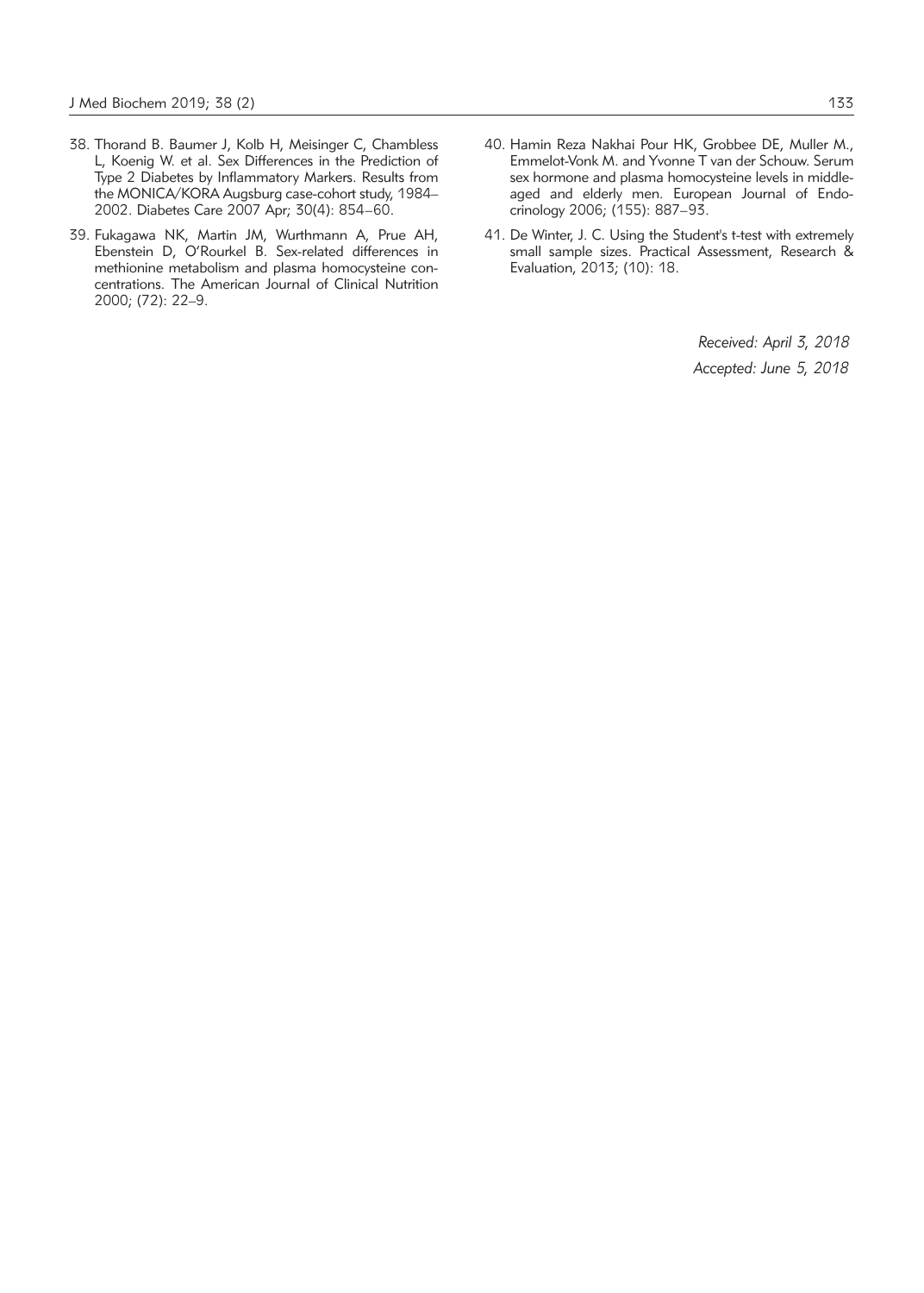38. Thorand B. Baumer J, Kolb H, Meisinger C, Chambless L, Koenig W. et al. Sex Differences in the Prediction of Type 2 Diabetes by Inflammatory Markers. Results from the MONICA/KORA Augsburg case-cohort study, 1984–2002. Diabetes Care 2007 Apr; 30(4): 854–60.

39. Fukagawa NK, Martin JM, Wurthmann A, Prue AH, Ebenstein D, O'Rourkel B. Sex-related differences in methionine metabolism and plasma homocysteine concentrations. The American Journal of Clinical Nutrition 2000; (72): 22–9.

40. Hamin Reza Nakhai Pour HK, Grobbee DE, Muller M., Emmelot-Vonk M. and Yvonne T van der Schouw. Serum sex hormone and plasma homocysteine levels in middle-aged and elderly men. European Journal of Endocrinology 2006; (155): 887–93.

41. De Winter, J. C. Using the Student's t-test with extremely small sample sizes. Practical Assessment, Research & Evaluation, 2013; (10): 18.

*Received: April 3, 2018*

*Accepted: June 5, 2018*